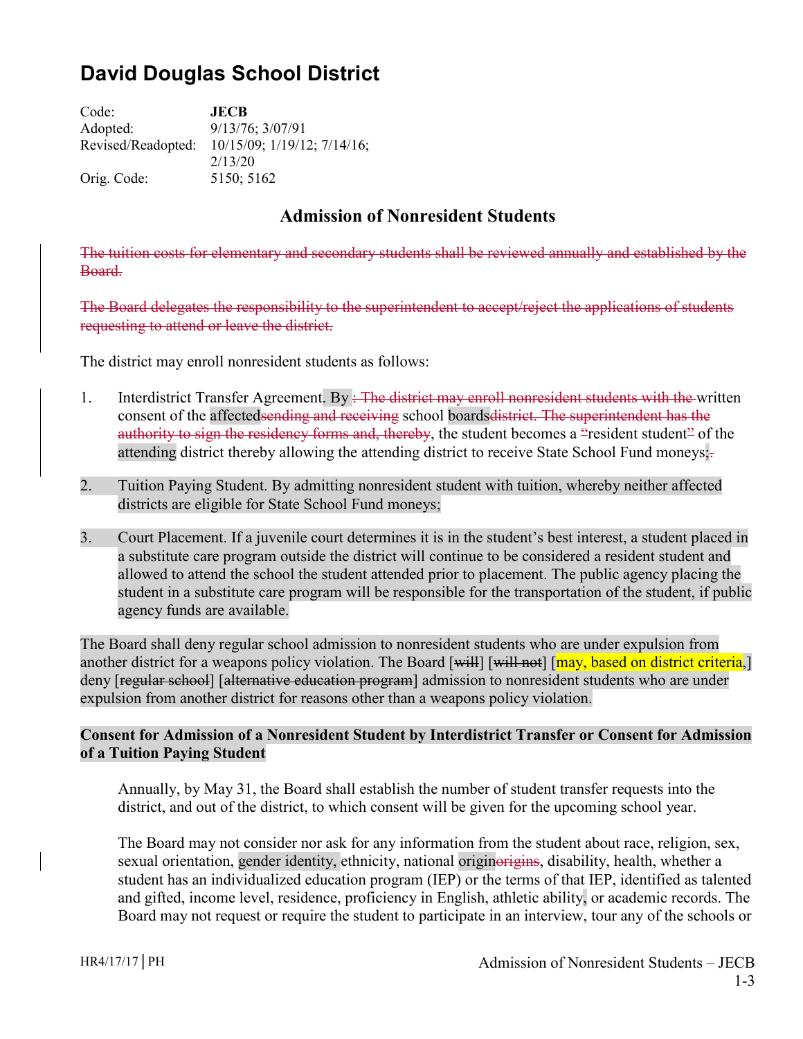# David Douglas School District

| | |
|---|---|
| Code: | **JECB** |
| Adopted: | 9/13/76; 3/07/91 |
| Revised/Readopted: | 10/15/09; 1/19/12; 7/14/16; 2/13/20 |
| Orig. Code: | 5150; 5162 |

## Admission of Nonresident Students

~~The tuition costs for elementary and secondary students shall be reviewed annually and established by the Board.~~

~~The Board delegates the responsibility to the superintendent to accept/reject the applications of students requesting to attend or leave the district.~~

The district may enroll nonresident students as follows:

1. Interdistrict Transfer Agreement. By ~~: The district may enroll nonresident students with the~~ written consent of the affected~~sending and receiving~~ school boards~~district. The superintendent has the authority to sign the residency forms and, thereby~~, the student becomes a ~~"~~resident student~~"~~ of the attending district thereby allowing the attending district to receive State School Fund moneys;~~.~~

2. Tuition Paying Student. By admitting nonresident student with tuition, whereby neither affected districts are eligible for State School Fund moneys;

3. Court Placement. If a juvenile court determines it is in the student's best interest, a student placed in a substitute care program outside the district will continue to be considered a resident student and allowed to attend the school the student attended prior to placement. The public agency placing the student in a substitute care program will be responsible for the transportation of the student, if public agency funds are available.

The Board shall deny regular school admission to nonresident students who are under expulsion from another district for a weapons policy violation. The Board [~~will~~] [~~will not~~] [may, based on district criteria,] deny [~~regular school~~] [~~alternative education program~~] admission to nonresident students who are under expulsion from another district for reasons other than a weapons policy violation.

**Consent for Admission of a Nonresident Student by Interdistrict Transfer or Consent for Admission of a Tuition Paying Student**

Annually, by May 31, the Board shall establish the number of student transfer requests into the district, and out of the district, to which consent will be given for the upcoming school year.

The Board may not consider nor ask for any information from the student about race, religion, sex, sexual orientation, gender identity, ethnicity, national origin~~origins~~, disability, health, whether a student has an individualized education program (IEP) or the terms of that IEP, identified as talented and gifted, income level, residence, proficiency in English, athletic ability, or academic records. The Board may not request or require the student to participate in an interview, tour any of the schools or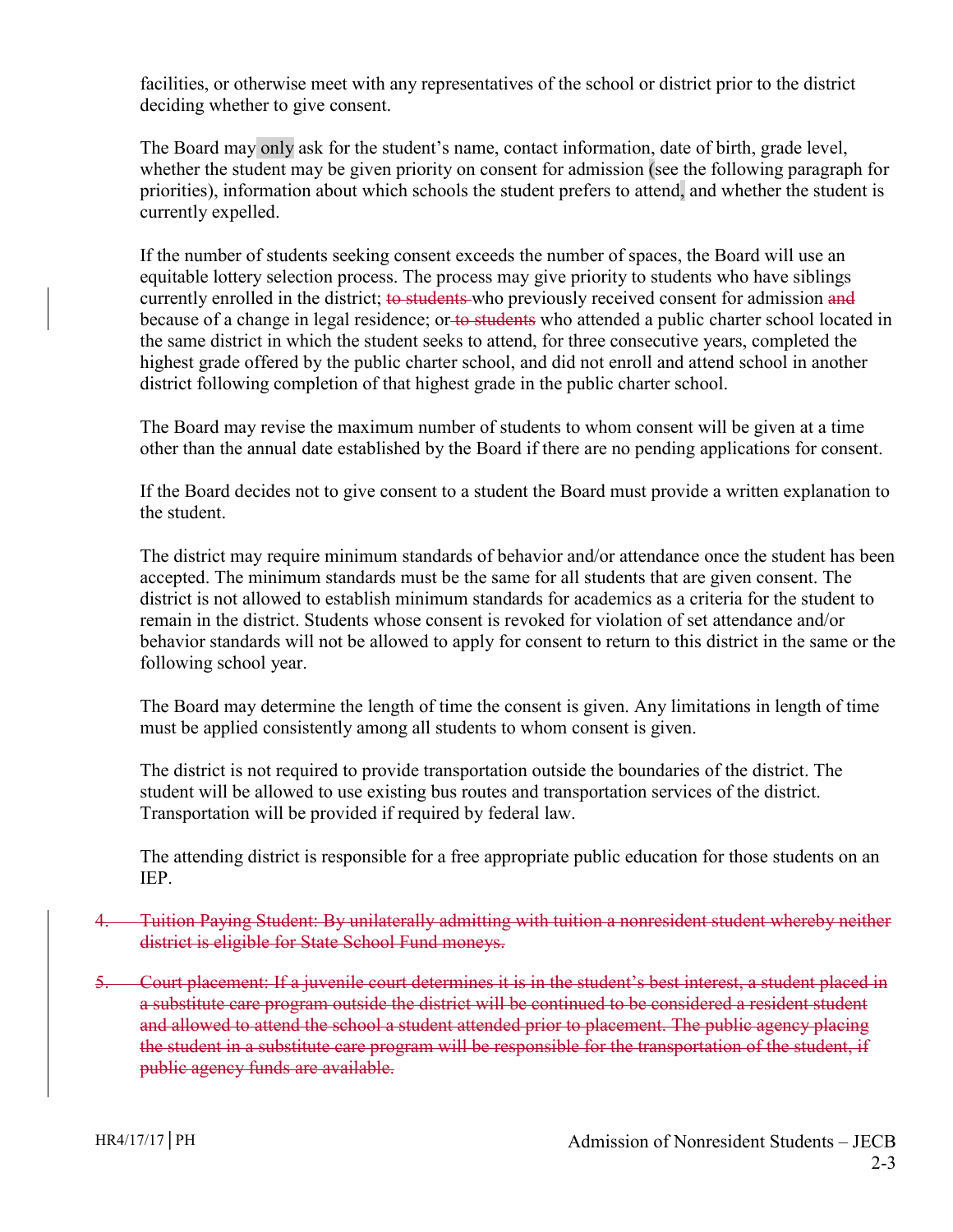facilities, or otherwise meet with any representatives of the school or district prior to the district deciding whether to give consent.

The Board may only ask for the student's name, contact information, date of birth, grade level, whether the student may be given priority on consent for admission (see the following paragraph for priorities), information about which schools the student prefers to attend, and whether the student is currently expelled.

If the number of students seeking consent exceeds the number of spaces, the Board will use an equitable lottery selection process. The process may give priority to students who have siblings currently enrolled in the district; ~~to students~~ who previously received consent for admission ~~and~~ because of a change in legal residence; or ~~to students~~ who attended a public charter school located in the same district in which the student seeks to attend, for three consecutive years, completed the highest grade offered by the public charter school, and did not enroll and attend school in another district following completion of that highest grade in the public charter school.

The Board may revise the maximum number of students to whom consent will be given at a time other than the annual date established by the Board if there are no pending applications for consent.

If the Board decides not to give consent to a student the Board must provide a written explanation to the student.

The district may require minimum standards of behavior and/or attendance once the student has been accepted. The minimum standards must be the same for all students that are given consent. The district is not allowed to establish minimum standards for academics as a criteria for the student to remain in the district. Students whose consent is revoked for violation of set attendance and/or behavior standards will not be allowed to apply for consent to return to this district in the same or the following school year.

The Board may determine the length of time the consent is given. Any limitations in length of time must be applied consistently among all students to whom consent is given.

The district is not required to provide transportation outside the boundaries of the district. The student will be allowed to use existing bus routes and transportation services of the district. Transportation will be provided if required by federal law.

The attending district is responsible for a free appropriate public education for those students on an IEP.

4. ~~Tuition Paying Student: By unilaterally admitting with tuition a nonresident student whereby neither district is eligible for State School Fund moneys.~~

5. ~~Court placement: If a juvenile court determines it is in the student's best interest, a student placed in a substitute care program outside the district will be continued to be considered a resident student and allowed to attend the school a student attended prior to placement. The public agency placing the student in a substitute care program will be responsible for the transportation of the student, if public agency funds are available.~~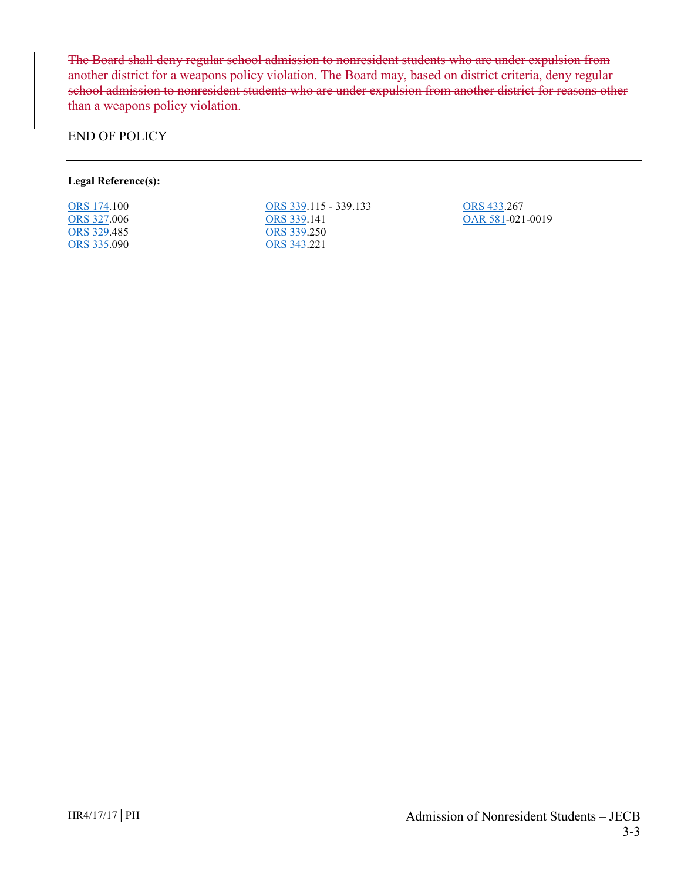~~The Board shall deny regular school admission to nonresident students who are under expulsion from another district for a weapons policy violation. The Board may, based on district criteria, deny regular school admission to nonresident students who are under expulsion from another district for reasons other than a weapons policy violation.~~

END OF POLICY

---

**Legal Reference(s):**

ORS 174.100
ORS 327.006
ORS 329.485
ORS 335.090
ORS 339.115 - 339.133
ORS 339.141
ORS 339.250
ORS 343.221
ORS 433.267
OAR 581-021-0019

HR4/17/17│PH

Admission of Nonresident Students – JECB